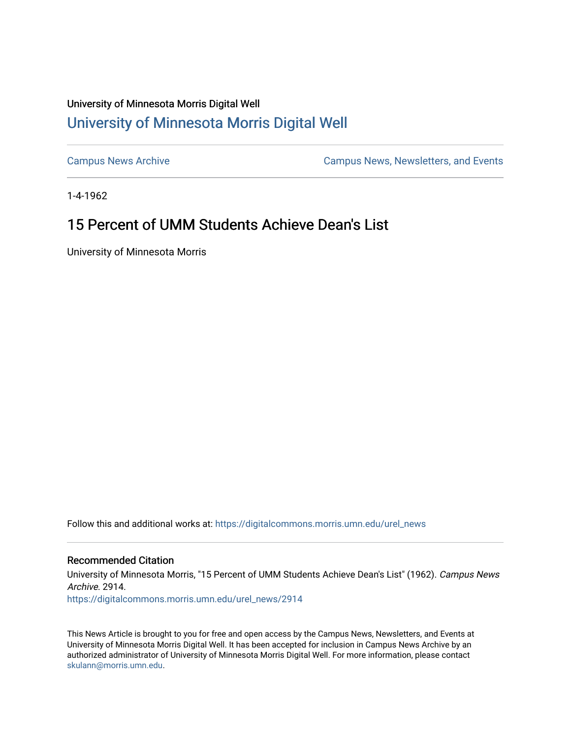University of Minnesota Morris Digital Well

# University of Minnesota Morris Digital Well

Campus News Archive

Campus News, Newsletters, and Events

1-4-1962

## 15 Percent of UMM Students Achieve Dean's List

University of Minnesota Morris

Follow this and additional works at: https://digitalcommons.morris.umn.edu/urel_news

### Recommended Citation

University of Minnesota Morris, "15 Percent of UMM Students Achieve Dean's List" (1962). *Campus News Archive*. 2914.
https://digitalcommons.morris.umn.edu/urel_news/2914

This News Article is brought to you for free and open access by the Campus News, Newsletters, and Events at University of Minnesota Morris Digital Well. It has been accepted for inclusion in Campus News Archive by an authorized administrator of University of Minnesota Morris Digital Well. For more information, please contact skulann@morris.umn.edu.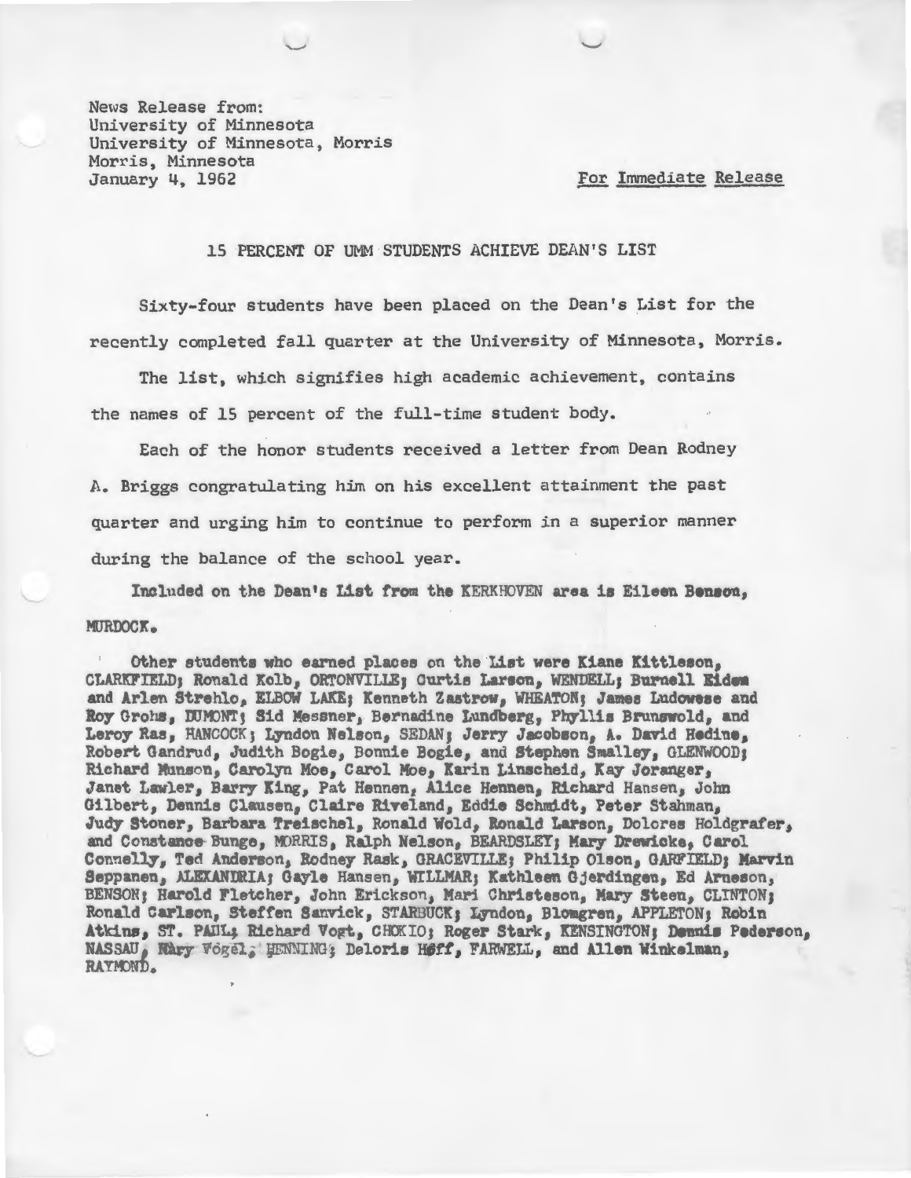News Release from:
University of Minnesota
University of Minnesota, Morris
Morris, Minnesota
January 4, 1962

For Immediate Release

15 PERCENT OF UMM STUDENTS ACHIEVE DEAN'S LIST

Sixty-four students have been placed on the Dean's List for the recently completed fall quarter at the University of Minnesota, Morris.

The list, which signifies high academic achievement, contains the names of 15 percent of the full-time student body.

Each of the honor students received a letter from Dean Rodney A. Briggs congratulating him on his excellent attainment the past quarter and urging him to continue to perform in a superior manner during the balance of the school year.

Included on the Dean's List from the KERKHOVEN area is Eileen Benson, MURDOCK.

Other students who earned places on the List were Kiane Kittleson, CLARKFIELD; Ronald Kolb, ORTONVILLE; Curtis Larson, WENDELL; Burnell Eidem and Arlen Strehlo, ELBOW LAKE; Kenneth Zastrow, WHEATON; James Ludowese and Roy Grohs, DUMONT; Sid Messner, Bernadine Lundberg, Phyllis Brunswold, and Leroy Ras, HANCOCK; Lyndon Nelson, SEDAN; Jerry Jacobson, A. David Hedine, Robert Gandrud, Judith Bogie, Bonnie Bogie, and Stephen Smalley, GLENWOOD; Richard Munson, Carolyn Moe, Carol Moe, Karin Linscheid, Kay Joranger, Janet Lawler, Barry King, Pat Hennen, Alice Hennen, Richard Hansen, John Gilbert, Dennis Clausen, Claire Riveland, Eddie Schmidt, Peter Stahman, Judy Stoner, Barbara Treischel, Ronald Wold, Ronald Larson, Dolores Holdgrafer, and Constance Bunge, MORRIS, Ralph Nelson, BEARDSLEY; Mary Drewicke, Carol Connelly, Ted Anderson, Rodney Rask, GRACEVILLE; Philip Olson, GARFIELD; Marvin Seppanen, ALEXANDRIA; Gayle Hansen, WILLMAR; Kathleen Gjerdingen, Ed Arneson, BENSON; Harold Fletcher, John Erickson, Mari Christeson, Mary Steen, CLINTON; Ronald Carlson, Steffen Sanvick, STARBUCK; Lyndon, Blomgren, APPLETON; Robin Atkins, ST. PAUL; Richard Vogt, CHOKIO; Roger Stark, KENSINGTON; Dennis Pederson, NASSAU, Mary Vogel, HENNING; Deloris Hoff, FARWELL, and Allen Winkelman, RAYMOND.